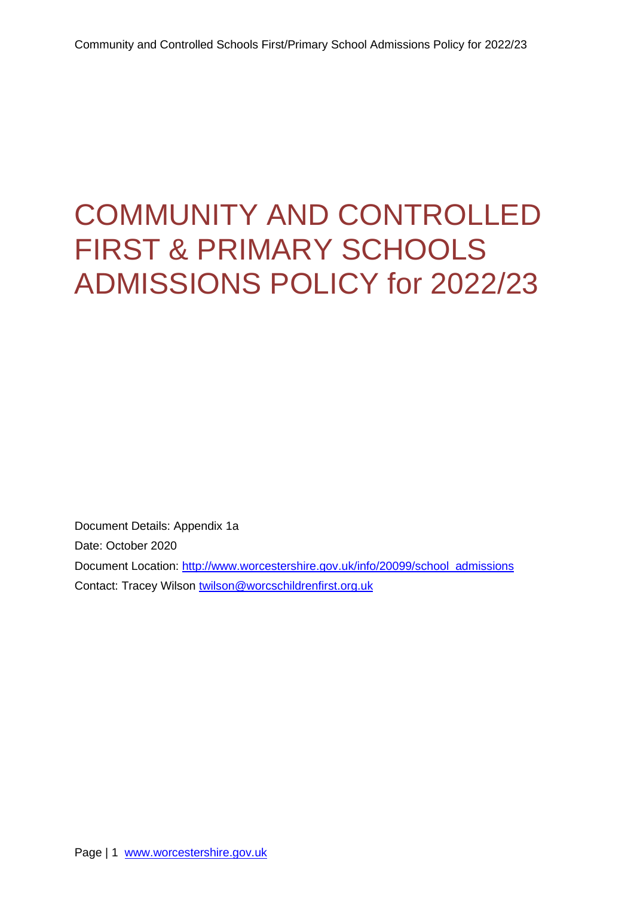# COMMUNITY AND CONTROLLED FIRST & PRIMARY SCHOOLS ADMISSIONS POLICY for 2022/23

Document Details: Appendix 1a

Date: October 2020

Document Location: [http://www.worcestershire.gov.uk/info/20099/school_admissions](http://www.worcestershire.gov.uk/info/20099/school_admissions)

Contact: Tracey Wilson [twilson@worcschildrenfirst.org.uk](mailto:twilson@worcschildrenfirst.org.uk)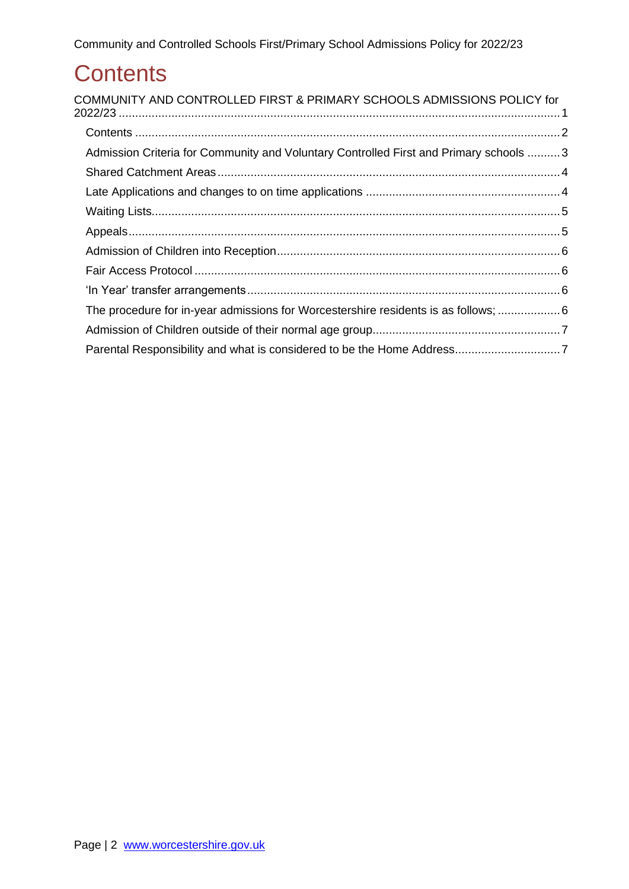# Contents

COMMUNITY AND CONTROLLED FIRST & PRIMARY SCHOOLS ADMISSIONS POLICY for 2022/23 ..... 1

- Contents ..... 2
- Admission Criteria for Community and Voluntary Controlled First and Primary schools ..... 3
- Shared Catchment Areas ..... 4
- Late Applications and changes to on time applications ..... 4
- Waiting Lists ..... 5
- Appeals ..... 5
- Admission of Children into Reception ..... 6
- Fair Access Protocol ..... 6
- 'In Year' transfer arrangements ..... 6
- The procedure for in-year admissions for Worcestershire residents is as follows; ..... 6
- Admission of Children outside of their normal age group ..... 7
- Parental Responsibility and what is considered to be the Home Address ..... 7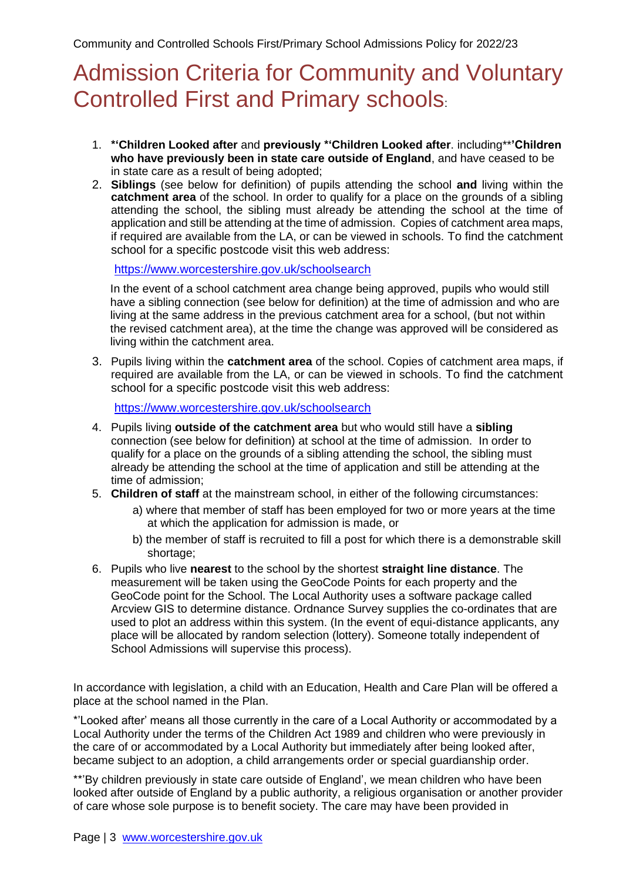# Admission Criteria for Community and Voluntary Controlled First and Primary schools:

1. **\*'Children Looked after** and **previously \*'Children Looked after**. including\*\***'Children who have previously been in state care outside of England**, and have ceased to be in state care as a result of being adopted;
2. **Siblings** (see below for definition) of pupils attending the school **and** living within the **catchment area** of the school. In order to qualify for a place on the grounds of a sibling attending the school, the sibling must already be attending the school at the time of application and still be attending at the time of admission. Copies of catchment area maps, if required are available from the LA, or can be viewed in schools. To find the catchment school for a specific postcode visit this web address:

   https://www.worcestershire.gov.uk/schoolsearch

   In the event of a school catchment area change being approved, pupils who would still have a sibling connection (see below for definition) at the time of admission and who are living at the same address in the previous catchment area for a school, (but not within the revised catchment area), at the time the change was approved will be considered as living within the catchment area.
3. Pupils living within the **catchment area** of the school. Copies of catchment area maps, if required are available from the LA, or can be viewed in schools. To find the catchment school for a specific postcode visit this web address:

   https://www.worcestershire.gov.uk/schoolsearch
4. Pupils living **outside of the catchment area** but who would still have a **sibling** connection (see below for definition) at school at the time of admission. In order to qualify for a place on the grounds of a sibling attending the school, the sibling must already be attending the school at the time of application and still be attending at the time of admission;
5. **Children of staff** at the mainstream school, in either of the following circumstances:
   a) where that member of staff has been employed for two or more years at the time at which the application for admission is made, or
   b) the member of staff is recruited to fill a post for which there is a demonstrable skill shortage;
6. Pupils who live **nearest** to the school by the shortest **straight line distance**. The measurement will be taken using the GeoCode Points for each property and the GeoCode point for the School. The Local Authority uses a software package called Arcview GIS to determine distance. Ordnance Survey supplies the co-ordinates that are used to plot an address within this system. (In the event of equi-distance applicants, any place will be allocated by random selection (lottery). Someone totally independent of School Admissions will supervise this process).

In accordance with legislation, a child with an Education, Health and Care Plan will be offered a place at the school named in the Plan.

\*'Looked after' means all those currently in the care of a Local Authority or accommodated by a Local Authority under the terms of the Children Act 1989 and children who were previously in the care of or accommodated by a Local Authority but immediately after being looked after, became subject to an adoption, a child arrangements order or special guardianship order.

\*\*'By children previously in state care outside of England', we mean children who have been looked after outside of England by a public authority, a religious organisation or another provider of care whose sole purpose is to benefit society. The care may have been provided in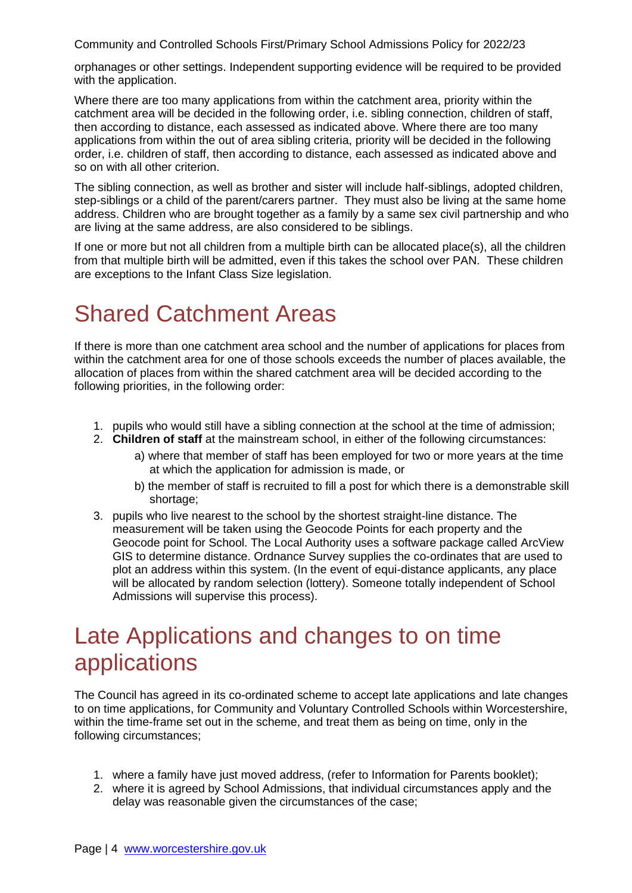orphanages or other settings. Independent supporting evidence will be required to be provided with the application.

Where there are too many applications from within the catchment area, priority within the catchment area will be decided in the following order, i.e. sibling connection, children of staff, then according to distance, each assessed as indicated above. Where there are too many applications from within the out of area sibling criteria, priority will be decided in the following order, i.e. children of staff, then according to distance, each assessed as indicated above and so on with all other criterion.

The sibling connection, as well as brother and sister will include half-siblings, adopted children, step-siblings or a child of the parent/carers partner. They must also be living at the same home address. Children who are brought together as a family by a same sex civil partnership and who are living at the same address, are also considered to be siblings.

If one or more but not all children from a multiple birth can be allocated place(s), all the children from that multiple birth will be admitted, even if this takes the school over PAN. These children are exceptions to the Infant Class Size legislation.

# Shared Catchment Areas

If there is more than one catchment area school and the number of applications for places from within the catchment area for one of those schools exceeds the number of places available, the allocation of places from within the shared catchment area will be decided according to the following priorities, in the following order:

1. pupils who would still have a sibling connection at the school at the time of admission;
2. **Children of staff** at the mainstream school, in either of the following circumstances:
   a) where that member of staff has been employed for two or more years at the time at which the application for admission is made, or
   b) the member of staff is recruited to fill a post for which there is a demonstrable skill shortage;
3. pupils who live nearest to the school by the shortest straight-line distance. The measurement will be taken using the Geocode Points for each property and the Geocode point for School. The Local Authority uses a software package called ArcView GIS to determine distance. Ordnance Survey supplies the co-ordinates that are used to plot an address within this system. (In the event of equi-distance applicants, any place will be allocated by random selection (lottery). Someone totally independent of School Admissions will supervise this process).

# Late Applications and changes to on time applications

The Council has agreed in its co-ordinated scheme to accept late applications and late changes to on time applications, for Community and Voluntary Controlled Schools within Worcestershire, within the time-frame set out in the scheme, and treat them as being on time, only in the following circumstances;

1. where a family have just moved address, (refer to Information for Parents booklet);
2. where it is agreed by School Admissions, that individual circumstances apply and the delay was reasonable given the circumstances of the case;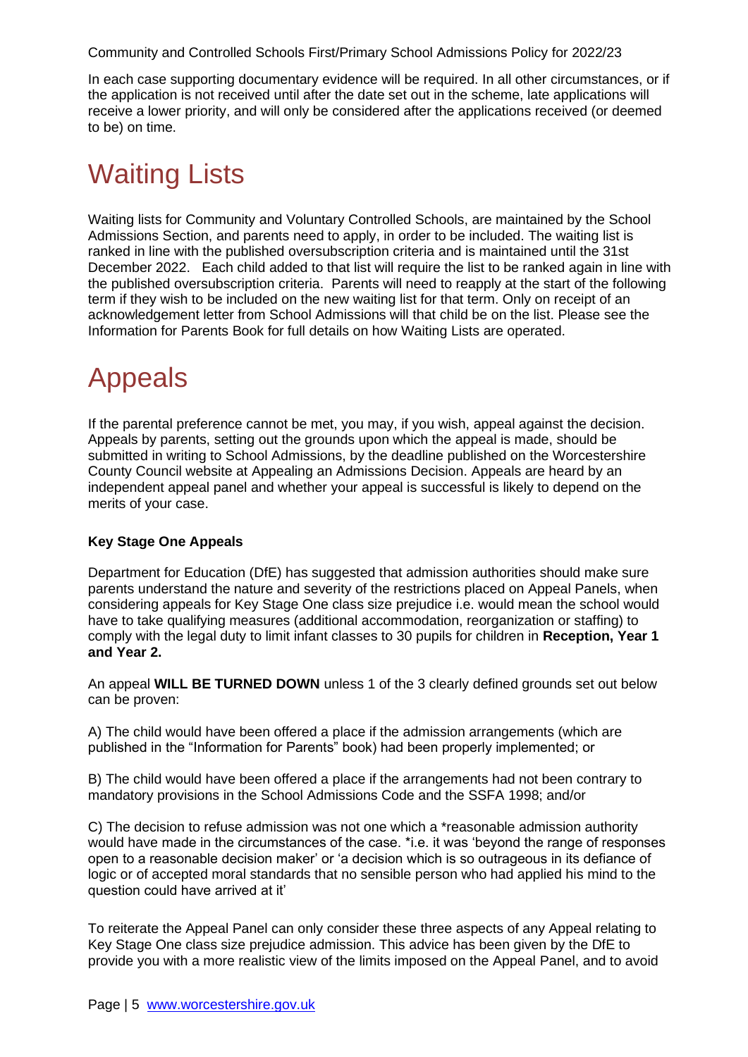In each case supporting documentary evidence will be required. In all other circumstances, or if the application is not received until after the date set out in the scheme, late applications will receive a lower priority, and will only be considered after the applications received (or deemed to be) on time.

# Waiting Lists

Waiting lists for Community and Voluntary Controlled Schools, are maintained by the School Admissions Section, and parents need to apply, in order to be included. The waiting list is ranked in line with the published oversubscription criteria and is maintained until the 31st December 2022. Each child added to that list will require the list to be ranked again in line with the published oversubscription criteria. Parents will need to reapply at the start of the following term if they wish to be included on the new waiting list for that term. Only on receipt of an acknowledgement letter from School Admissions will that child be on the list. Please see the Information for Parents Book for full details on how Waiting Lists are operated.

# Appeals

If the parental preference cannot be met, you may, if you wish, appeal against the decision. Appeals by parents, setting out the grounds upon which the appeal is made, should be submitted in writing to School Admissions, by the deadline published on the Worcestershire County Council website at Appealing an Admissions Decision. Appeals are heard by an independent appeal panel and whether your appeal is successful is likely to depend on the merits of your case.

**Key Stage One Appeals**

Department for Education (DfE) has suggested that admission authorities should make sure parents understand the nature and severity of the restrictions placed on Appeal Panels, when considering appeals for Key Stage One class size prejudice i.e. would mean the school would have to take qualifying measures (additional accommodation, reorganization or staffing) to comply with the legal duty to limit infant classes to 30 pupils for children in **Reception, Year 1 and Year 2.**

An appeal **WILL BE TURNED DOWN** unless 1 of the 3 clearly defined grounds set out below can be proven:

A) The child would have been offered a place if the admission arrangements (which are published in the "Information for Parents" book) had been properly implemented; or

B) The child would have been offered a place if the arrangements had not been contrary to mandatory provisions in the School Admissions Code and the SSFA 1998; and/or

C) The decision to refuse admission was not one which a *reasonable admission authority would have made in the circumstances of the case. *i.e. it was 'beyond the range of responses open to a reasonable decision maker' or 'a decision which is so outrageous in its defiance of logic or of accepted moral standards that no sensible person who had applied his mind to the question could have arrived at it'

To reiterate the Appeal Panel can only consider these three aspects of any Appeal relating to Key Stage One class size prejudice admission. This advice has been given by the DfE to provide you with a more realistic view of the limits imposed on the Appeal Panel, and to avoid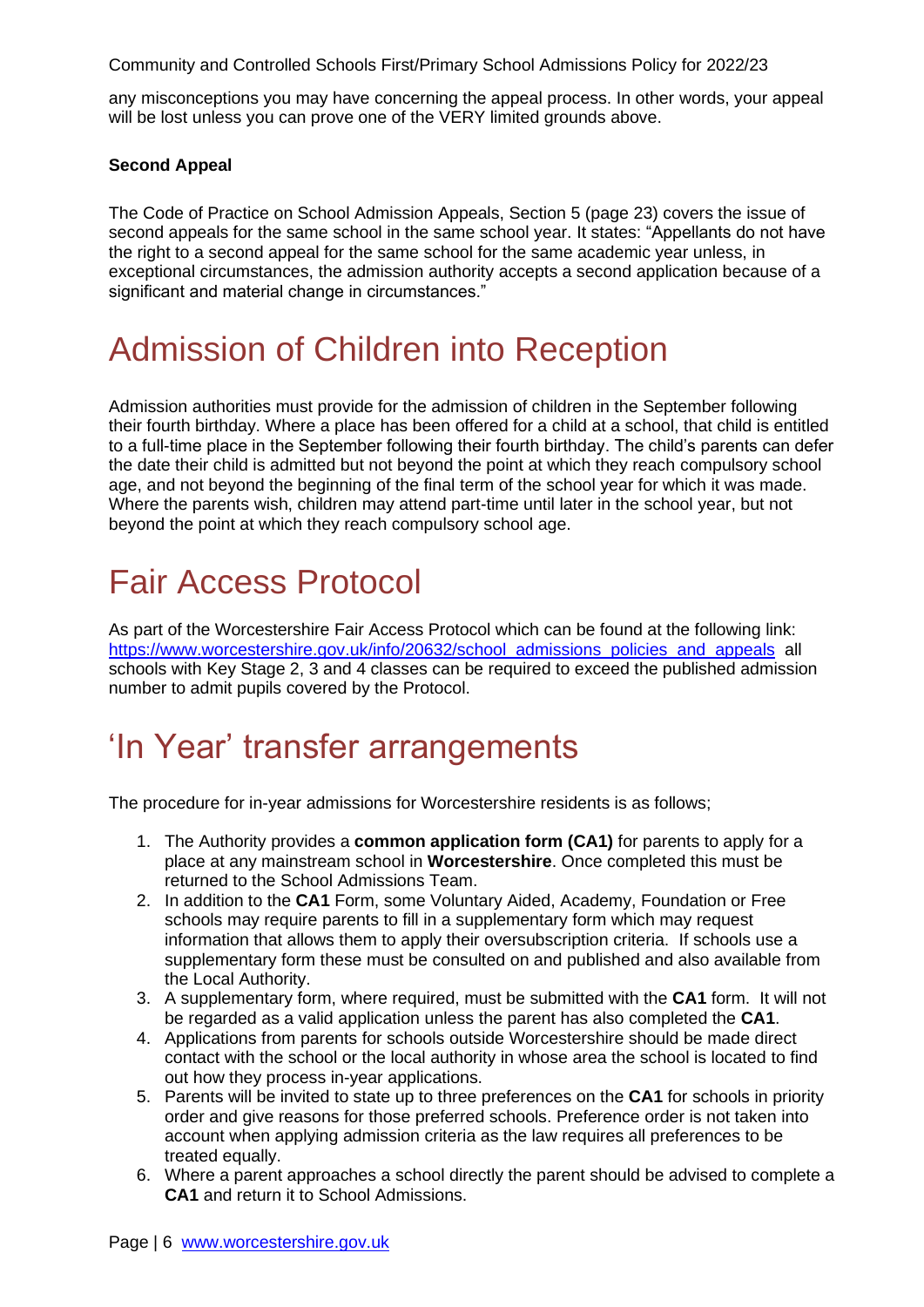any misconceptions you may have concerning the appeal process. In other words, your appeal will be lost unless you can prove one of the VERY limited grounds above.

**Second Appeal**

The Code of Practice on School Admission Appeals, Section 5 (page 23) covers the issue of second appeals for the same school in the same school year. It states: "Appellants do not have the right to a second appeal for the same school for the same academic year unless, in exceptional circumstances, the admission authority accepts a second application because of a significant and material change in circumstances."

# Admission of Children into Reception

Admission authorities must provide for the admission of children in the September following their fourth birthday. Where a place has been offered for a child at a school, that child is entitled to a full-time place in the September following their fourth birthday. The child's parents can defer the date their child is admitted but not beyond the point at which they reach compulsory school age, and not beyond the beginning of the final term of the school year for which it was made. Where the parents wish, children may attend part-time until later in the school year, but not beyond the point at which they reach compulsory school age.

# Fair Access Protocol

As part of the Worcestershire Fair Access Protocol which can be found at the following link: [https://www.worcestershire.gov.uk/info/20632/school_admissions_policies_and_appeals](https://www.worcestershire.gov.uk/info/20632/school_admissions_policies_and_appeals) all schools with Key Stage 2, 3 and 4 classes can be required to exceed the published admission number to admit pupils covered by the Protocol.

# 'In Year' transfer arrangements

The procedure for in-year admissions for Worcestershire residents is as follows;

1. The Authority provides a **common application form (CA1)** for parents to apply for a place at any mainstream school in **Worcestershire**. Once completed this must be returned to the School Admissions Team.
2. In addition to the **CA1** Form, some Voluntary Aided, Academy, Foundation or Free schools may require parents to fill in a supplementary form which may request information that allows them to apply their oversubscription criteria. If schools use a supplementary form these must be consulted on and published and also available from the Local Authority.
3. A supplementary form, where required, must be submitted with the **CA1** form. It will not be regarded as a valid application unless the parent has also completed the **CA1**.
4. Applications from parents for schools outside Worcestershire should be made direct contact with the school or the local authority in whose area the school is located to find out how they process in-year applications.
5. Parents will be invited to state up to three preferences on the **CA1** for schools in priority order and give reasons for those preferred schools. Preference order is not taken into account when applying admission criteria as the law requires all preferences to be treated equally.
6. Where a parent approaches a school directly the parent should be advised to complete a **CA1** and return it to School Admissions.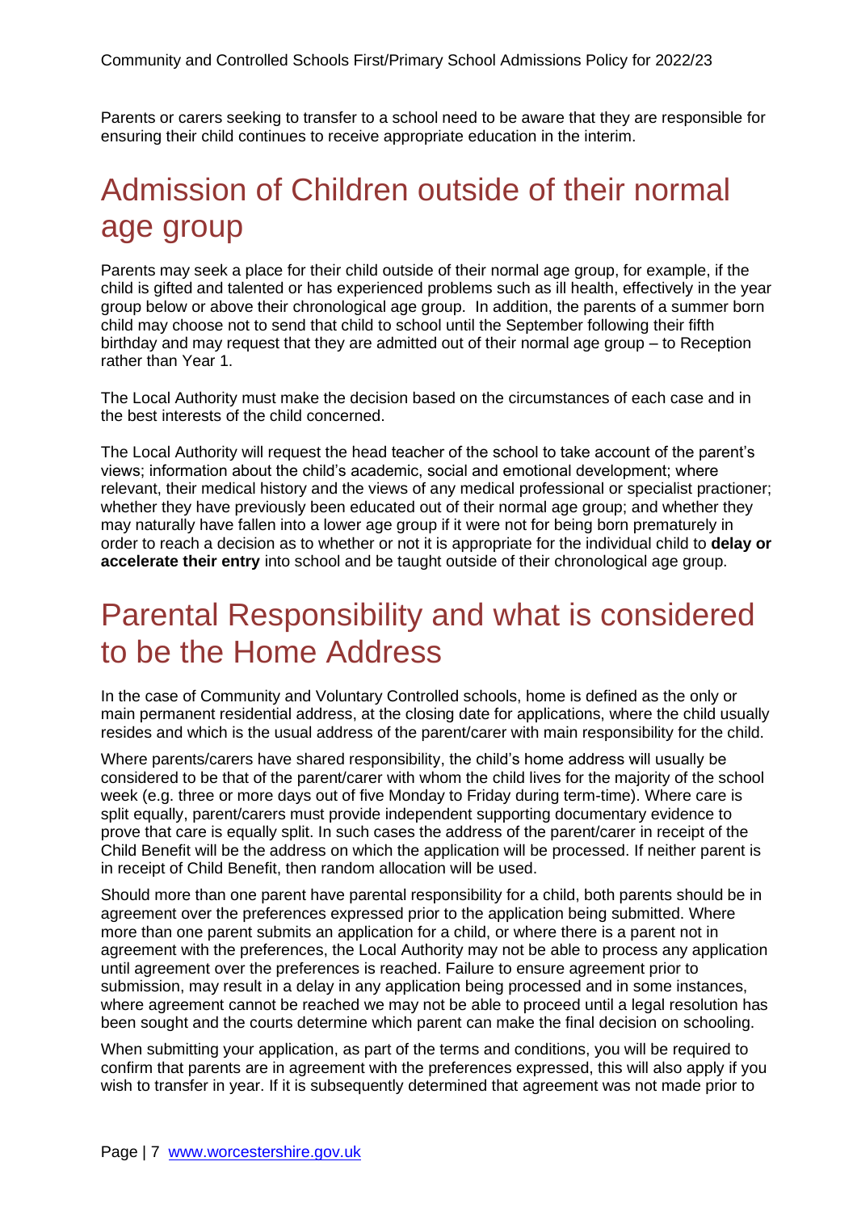Parents or carers seeking to transfer to a school need to be aware that they are responsible for ensuring their child continues to receive appropriate education in the interim.

# Admission of Children outside of their normal age group

Parents may seek a place for their child outside of their normal age group, for example, if the child is gifted and talented or has experienced problems such as ill health, effectively in the year group below or above their chronological age group. In addition, the parents of a summer born child may choose not to send that child to school until the September following their fifth birthday and may request that they are admitted out of their normal age group – to Reception rather than Year 1.

The Local Authority must make the decision based on the circumstances of each case and in the best interests of the child concerned.

The Local Authority will request the head teacher of the school to take account of the parent's views; information about the child's academic, social and emotional development; where relevant, their medical history and the views of any medical professional or specialist practioner; whether they have previously been educated out of their normal age group; and whether they may naturally have fallen into a lower age group if it were not for being born prematurely in order to reach a decision as to whether or not it is appropriate for the individual child to **delay or accelerate their entry** into school and be taught outside of their chronological age group.

# Parental Responsibility and what is considered to be the Home Address

In the case of Community and Voluntary Controlled schools, home is defined as the only or main permanent residential address, at the closing date for applications, where the child usually resides and which is the usual address of the parent/carer with main responsibility for the child.

Where parents/carers have shared responsibility, the child's home address will usually be considered to be that of the parent/carer with whom the child lives for the majority of the school week (e.g. three or more days out of five Monday to Friday during term-time). Where care is split equally, parent/carers must provide independent supporting documentary evidence to prove that care is equally split. In such cases the address of the parent/carer in receipt of the Child Benefit will be the address on which the application will be processed. If neither parent is in receipt of Child Benefit, then random allocation will be used.

Should more than one parent have parental responsibility for a child, both parents should be in agreement over the preferences expressed prior to the application being submitted. Where more than one parent submits an application for a child, or where there is a parent not in agreement with the preferences, the Local Authority may not be able to process any application until agreement over the preferences is reached. Failure to ensure agreement prior to submission, may result in a delay in any application being processed and in some instances, where agreement cannot be reached we may not be able to proceed until a legal resolution has been sought and the courts determine which parent can make the final decision on schooling.

When submitting your application, as part of the terms and conditions, you will be required to confirm that parents are in agreement with the preferences expressed, this will also apply if you wish to transfer in year. If it is subsequently determined that agreement was not made prior to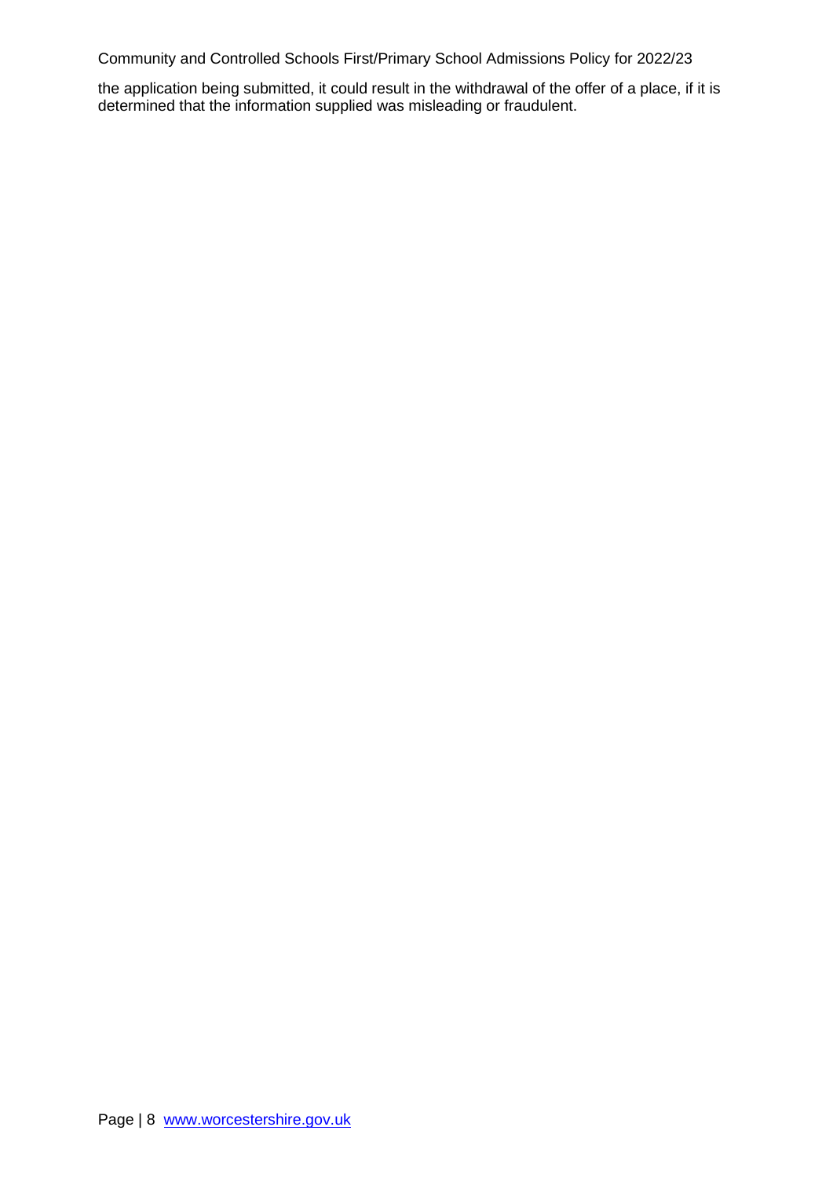the application being submitted, it could result in the withdrawal of the offer of a place, if it is determined that the information supplied was misleading or fraudulent.